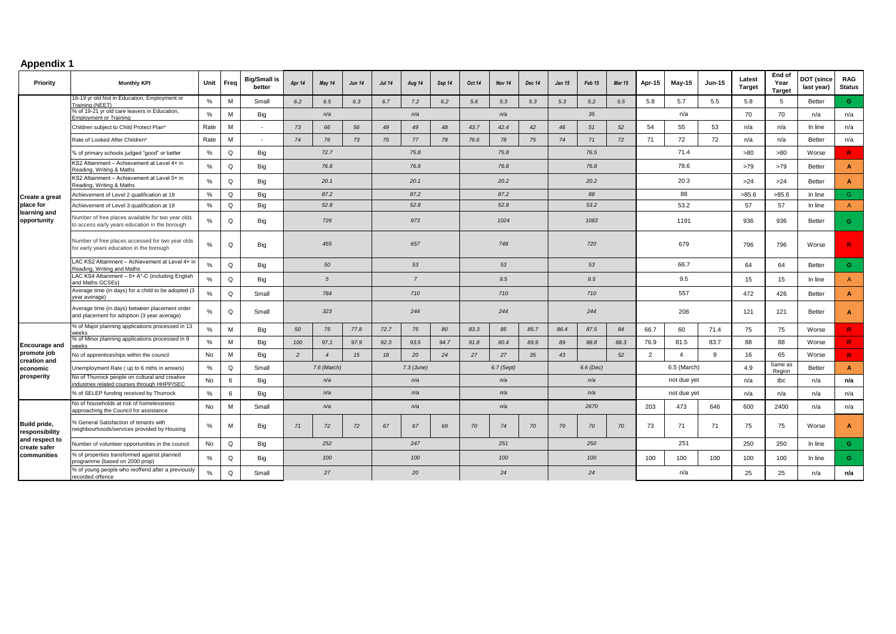## Appendix 1

| Priority | Monthly KPI | Unit | Freq | Big/Small is better | Apr 14 | May 14 | Jun 14 | Jul 14 | Aug 14 | Sep 14 | Oct 14 | Nov 14 | Dec 14 | Jan 15 | Feb 15 | Mar 15 | Apr-15 | May-15 | Jun-15 | Latest Target | End of Year Target | DOT (since last year) | RAG Status |
|---|---|---|---|---|---|---|---|---|---|---|---|---|---|---|---|---|---|---|---|---|---|---|---|
| Create a great place for learning and opportunity | 16-19 yr old Not in Education, Employment or Training (NEET) | % | M | Small | 6.2 | 6.5 | 6.3 | 6.7 | 7.2 | 6.2 | 5.6 | 5.3 | 5.3 | 5.3 | 5.2 | 5.5 | 5.8 | 5.7 | 5.5 | 5.8 | 5 | Better | G |
| | % of 19-21 yr old care leavers in Education, Employment or Training | % | M | Big | | n/a | | | n/a | | | n/a | | | 35 | | | n/a | | 70 | 70 | n/a | n/a |
| | Children subject to Child Protect Plan* | Rate | M | - | 73 | 66 | 56 | 49 | 49 | 48 | 43.7 | 42.4 | 42 | 46 | 51 | 52 | 54 | 55 | 53 | n/a | n/a | In line | n/a |
| | Rate of Looked After Children* | Rate | M | - | 74 | 76 | 73 | 75 | 77 | 78 | 76.6 | 78 | 75 | 74 | 71 | 72 | 71 | 72 | 72 | n/a | n/a | Better | n/a |
| | % of primary schools judged "good" or better | % | Q | Big | | 72.7 | | | 75.8 | | | 75.8 | | | 76.5 | | | 71.4 | | >80 | >80 | Worse | R |
| | KS2 Attainment – Achievement at Level 4+ in Reading, Writing & Maths | % | Q | Big | | 76.8 | | | 76.8 | | | 76.8 | | | 76.8 | | | 78.6 | | >79 | >79 | Better | A |
| | KS2 Attainment – Achievement at Level 5+ in Reading, Writing & Maths | % | Q | Big | | 20.1 | | | 20.1 | | | 20.2 | | | 20.2 | | | 20.3 | | >24 | >24 | Better | A |
| | Achievement of Level 2 qualification at 19 | % | Q | Big | | 87.2 | | | 87.2 | | | 87.2 | | | 88 | | | 88 | | >85.6 | >85.6 | In line | G |
| | Achievement of Level 3 qualification at 19 | % | Q | Big | | 52.8 | | | 52.8 | | | 52.8 | | | 53.2 | | | 53.2 | | 57 | 57 | In line | A |
| | Number of free places available for two year olds to access early years education in the borough | % | Q | Big | | 726 | | | 973 | | | 1024 | | | 1083 | | | 1191 | | 936 | 936 | Better | G |
| | Number of free places accessed for two year olds for early years education in the borough | % | Q | Big | | 455 | | | 657 | | | 748 | | | 720 | | | 679 | | 796 | 796 | Worse | R |
| | LAC KS2 Attainment – Achievement at Level 4+ in Reading, Writing and Maths | % | Q | Big | | 50 | | | 53 | | | 53 | | | 53 | | | 66.7 | | 64 | 64 | Better | G |
| | LAC KS4 Attainment – 5+ A*-C (including English and Maths GCSEs) | % | Q | Big | | 5 | | | 7 | | | 9.5 | | | 9.5 | | | 9.5 | | 15 | 15 | In line | A |
| | Average time (in days) for a child to be adopted (3 year average) | % | Q | Small | | 784 | | | 710 | | | 710 | | | 710 | | | 557 | | 472 | 426 | Better | A |
| | Average time (in days) between placement order and placement for adoption (3 year average) | % | Q | Small | | 323 | | | 244 | | | 244 | | | 244 | | | 208 | | 121 | 121 | Better | A |
| Encourage and promote job creation and economic prosperity | % of Major planning applications processed in 13 weeks | % | M | Big | 50 | 75 | 77.8 | 72.7 | 75 | 80 | 83.3 | 85 | 85.7 | 86.4 | 87.5 | 84 | 66.7 | 60 | 71.4 | 75 | 75 | Worse | R |
| | % of Minor planning applications processed in 8 weeks | % | M | Big | 100 | 97.1 | 97.9 | 92.3 | 93.5 | 94.7 | 91.8 | 90.4 | 89.9 | 89 | 88.8 | 88.3 | 76.9 | 81.5 | 83.7 | 88 | 88 | Worse | R |
| | No of apprenticeships within the council | No | M | Big | 2 | 4 | 15 | 18 | 20 | 24 | 27 | 27 | 35 | 43 | | 52 | 2 | 4 | 9 | 16 | 65 | Worse | R |
| | Unemployment Rate ( up to 6 mths in arrears) | % | Q | Small | | 7.6 (March) | | | 7.3 (June) | | | 6.7 (Sept) | | | 6.6 (Dec) | | | 6.5 (March) | | 4.9 | Same as Region | Better | A |
| | No of Thurrock people on cultural and creative industries related courses through HHPP/SEC | No | 6 | Big | | n/a | | | n/a | | | n/a | | | n/a | | | not due yet | | n/a | tbc | n/a | n/a |
| | % of SELEP funding received by Thurrock | % | 6 | Big | | n/a | | | n/a | | | n/a | | | n/a | | | not due yet | | n/a | n/a | n/a | n/a |
| Build pride, responsibility and respect to create safer communities | No of households at risk of homelessness approaching the Council for assistance | No | M | Small | | n/a | | | n/a | | | n/a | | | 2670 | | 203 | 473 | 646 | 600 | 2400 | n/a | n/a |
| | % General Satisfaction of tenants with neighbourhoods/services provided by Housing | % | M | Big | 71 | 72 | 72 | 67 | 67 | 69 | 70 | 74 | 70 | 70 | 70 | 70 | 73 | 71 | 71 | 75 | 75 | Worse | A |
| | Number of volunteer opportunities in the council | No | Q | Big | | 252 | | | 247 | | | 251 | | | 250 | | | 251 | | 250 | 250 | In line | G |
| | % of properties transformed against planned programme (based on 2000 prop) | % | Q | Big | | 100 | | | 100 | | | 100 | | | 100 | | 100 | 100 | 100 | 100 | 100 | In line | G |
| | % of young people who reoffend after a previously recorded offence | % | Q | Small | | 27 | | | 20 | | | 24 | | | 24 | | | n/a | | 25 | 25 | n/a | n/a |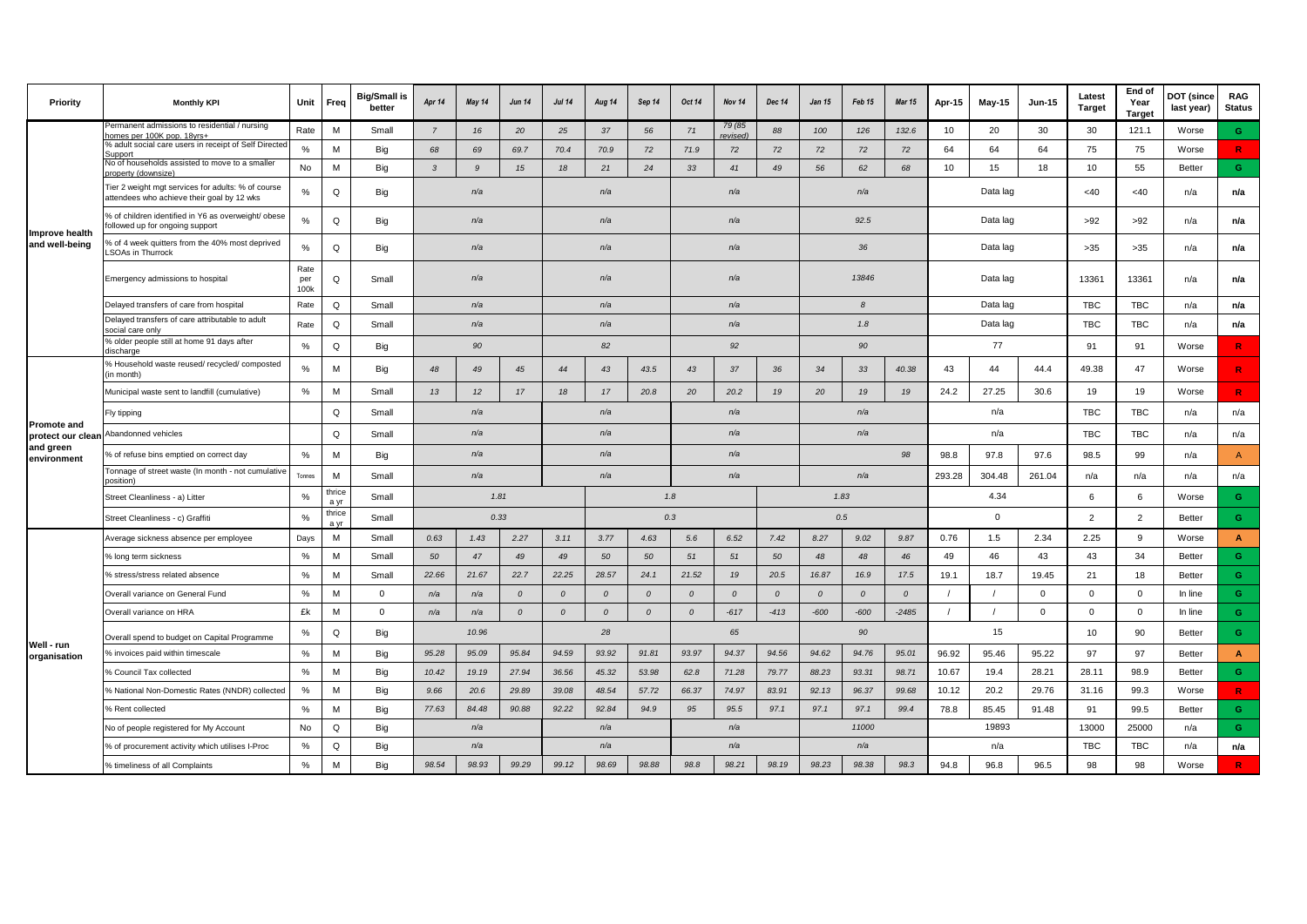| Priority | Monthly KPI | Unit | Freq | Big/Small is better | Apr 14 | May 14 | Jun 14 | Jul 14 | Aug 14 | Sep 14 | Oct 14 | Nov 14 | Dec 14 | Jan 15 | Feb 15 | Mar 15 | Apr-15 | May-15 | Jun-15 | Latest Target | End of Year Target | DOT (since last year) | RAG Status |
|---|---|---|---|---|---|---|---|---|---|---|---|---|---|---|---|---|---|---|---|---|---|---|---|
| Improve health and well-being | Permanent admissions to residential / nursing homes per 100K pop. 18yrs+ | Rate | M | Small | 7 | 16 | 20 | 25 | 37 | 56 | 71 | 79 (85 revised) | 88 | 100 | 126 | 132.6 | 10 | 20 | 30 | 30 | 121.1 | Worse | G |
| | % adult social care users in receipt of Self Directed Support | % | M | Big | 68 | 69 | 69.7 | 70.4 | 70.9 | 72 | 71.9 | 72 | 72 | 72 | 72 | 72 | 64 | 64 | 64 | 75 | 75 | Worse | R |
| | No of households assisted to move to a smaller property (downsize) | No | M | Big | 3 | 9 | 15 | 18 | 21 | 24 | 33 | 41 | 49 | 56 | 62 | 68 | 10 | 15 | 18 | 10 | 55 | Better | G |
| | Tier 2 weight mgt services for adults: % of course attendees who achieve their goal by 12 wks | % | Q | Big | n/a | | | n/a | | | n/a | | | n/a | | | Data lag | | | <40 | <40 | n/a | n/a |
| | % of children identified in Y6 as overweight/ obese followed up for ongoing support | % | Q | Big | n/a | | | n/a | | | n/a | | | 92.5 | | | Data lag | | | >92 | >92 | n/a | n/a |
| | % of 4 week quitters from the 40% most deprived LSOAs in Thurrock | % | Q | Big | n/a | | | n/a | | | n/a | | | 36 | | | Data lag | | | >35 | >35 | n/a | n/a |
| | Emergency admissions to hospital | Rate per 100k | Q | Small | n/a | | | n/a | | | n/a | | | 13846 | | | Data lag | | | 13361 | 13361 | n/a | n/a |
| | Delayed transfers of care from hospital | Rate | Q | Small | n/a | | | n/a | | | n/a | | | 8 | | | Data lag | | | TBC | TBC | n/a | n/a |
| | Delayed transfers of care attributable to adult social care only | Rate | Q | Small | n/a | | | n/a | | | n/a | | | 1.8 | | | Data lag | | | TBC | TBC | n/a | n/a |
| | % older people still at home 91 days after discharge | % | Q | Big | 90 | | | 82 | | | 92 | | | 90 | | | 77 | | | 91 | 91 | Worse | R |
| Promote and protect our clean and green environment | % Household waste reused/ recycled/ composted (in month) | % | M | Big | 48 | 49 | 45 | 44 | 43 | 43.5 | 43 | 37 | 36 | 34 | 33 | 40.38 | 43 | 44 | 44.4 | 49.38 | 47 | Worse | R |
| | Municipal waste sent to landfill (cumulative) | % | M | Small | 13 | 12 | 17 | 18 | 17 | 20.8 | 20 | 20.2 | 19 | 20 | 19 | 19 | 24.2 | 27.25 | 30.6 | 19 | 19 | Worse | R |
| | Fly tipping | | Q | Small | n/a | | | n/a | | | n/a | | | n/a | | | n/a | | | TBC | TBC | n/a | n/a |
| | Abandonned vehicles | | Q | Small | n/a | | | n/a | | | n/a | | | n/a | | | n/a | | | TBC | TBC | n/a | n/a |
| | % of refuse bins emptied on correct day | % | M | Big | n/a | | | n/a | | | n/a | | | | | 98 | 98.8 | 97.8 | 97.6 | 98.5 | 99 | n/a | A |
| | Tonnage of street waste (In month - not cumulative position) | Tonnes | M | Small | n/a | | | n/a | | | n/a | | | n/a | | | 293.28 | 304.48 | 261.04 | n/a | n/a | n/a | n/a |
| | Street Cleanliness - a) Litter | % | thrice a yr | Small | 1.81 | | | | 1.8 | | | | 1.83 | | | | 4.34 | | | 6 | 6 | Worse | G |
| | Street Cleanliness - c) Graffiti | % | thrice a yr | Small | 0.33 | | | | 0.3 | | | | 0.5 | | | | 0 | | | 2 | 2 | Better | G |
| Well - run organisation | Average sickness absence per employee | Days | M | Small | 0.63 | 1.43 | 2.27 | 3.11 | 3.77 | 4.63 | 5.6 | 6.52 | 7.42 | 8.27 | 9.02 | 9.87 | 0.76 | 1.5 | 2.34 | 2.25 | 9 | Worse | A |
| | % long term sickness | % | M | Small | 50 | 47 | 49 | 49 | 50 | 50 | 51 | 51 | 50 | 48 | 48 | 46 | 49 | 46 | 43 | 43 | 34 | Better | G |
| | % stress/stress related absence | % | M | Small | 22.66 | 21.67 | 22.7 | 22.25 | 28.57 | 24.1 | 21.52 | 19 | 20.5 | 16.87 | 16.9 | 17.5 | 19.1 | 18.7 | 19.45 | 21 | 18 | Better | G |
| | Overall variance on General Fund | % | M | 0 | n/a | n/a | 0 | 0 | 0 | 0 | 0 | 0 | 0 | 0 | 0 | 0 | / | / | 0 | 0 | 0 | In line | G |
| | Overall variance on HRA | £k | M | 0 | n/a | n/a | 0 | 0 | 0 | 0 | 0 | -617 | -413 | -600 | -600 | -2485 | / | / | 0 | 0 | 0 | In line | G |
| | Overall spend to budget on Capital Programme | % | Q | Big | 10.96 | | | 28 | | | 65 | | | 90 | | | 15 | | | 10 | 90 | Better | G |
| | % invoices paid within timescale | % | M | Big | 95.28 | 95.09 | 95.84 | 94.59 | 93.92 | 91.81 | 93.97 | 94.37 | 94.56 | 94.62 | 94.76 | 95.01 | 96.92 | 95.46 | 95.22 | 97 | 97 | Better | A |
| | % Council Tax collected | % | M | Big | 10.42 | 19.19 | 27.94 | 36.56 | 45.32 | 53.98 | 62.8 | 71.28 | 79.77 | 88.23 | 93.31 | 98.71 | 10.67 | 19.4 | 28.21 | 28.11 | 98.9 | Better | G |
| | % National Non-Domestic Rates (NNDR) collected | % | M | Big | 9.66 | 20.6 | 29.89 | 39.08 | 48.54 | 57.72 | 66.37 | 74.97 | 83.91 | 92.13 | 96.37 | 99.68 | 10.12 | 20.2 | 29.76 | 31.16 | 99.3 | Worse | R |
| | % Rent collected | % | M | Big | 77.63 | 84.48 | 90.88 | 92.22 | 92.84 | 94.9 | 95 | 95.5 | 97.1 | 97.1 | 97.1 | 99.4 | 78.8 | 85.45 | 91.48 | 91 | 99.5 | Better | G |
| | No of people registered for My Account | No | Q | Big | n/a | | | n/a | | | n/a | | | 11000 | | | 19893 | | | 13000 | 25000 | n/a | G |
| | % of procurement activity which utilises I-Proc | % | Q | Big | n/a | | | n/a | | | n/a | | | n/a | | | n/a | | | TBC | TBC | n/a | n/a |
| | % timeliness of all Complaints | % | M | Big | 98.54 | 98.93 | 99.29 | 99.12 | 98.69 | 98.88 | 98.8 | 98.21 | 98.19 | 98.23 | 98.38 | 98.3 | 94.8 | 96.8 | 96.5 | 98 | 98 | Worse | R |